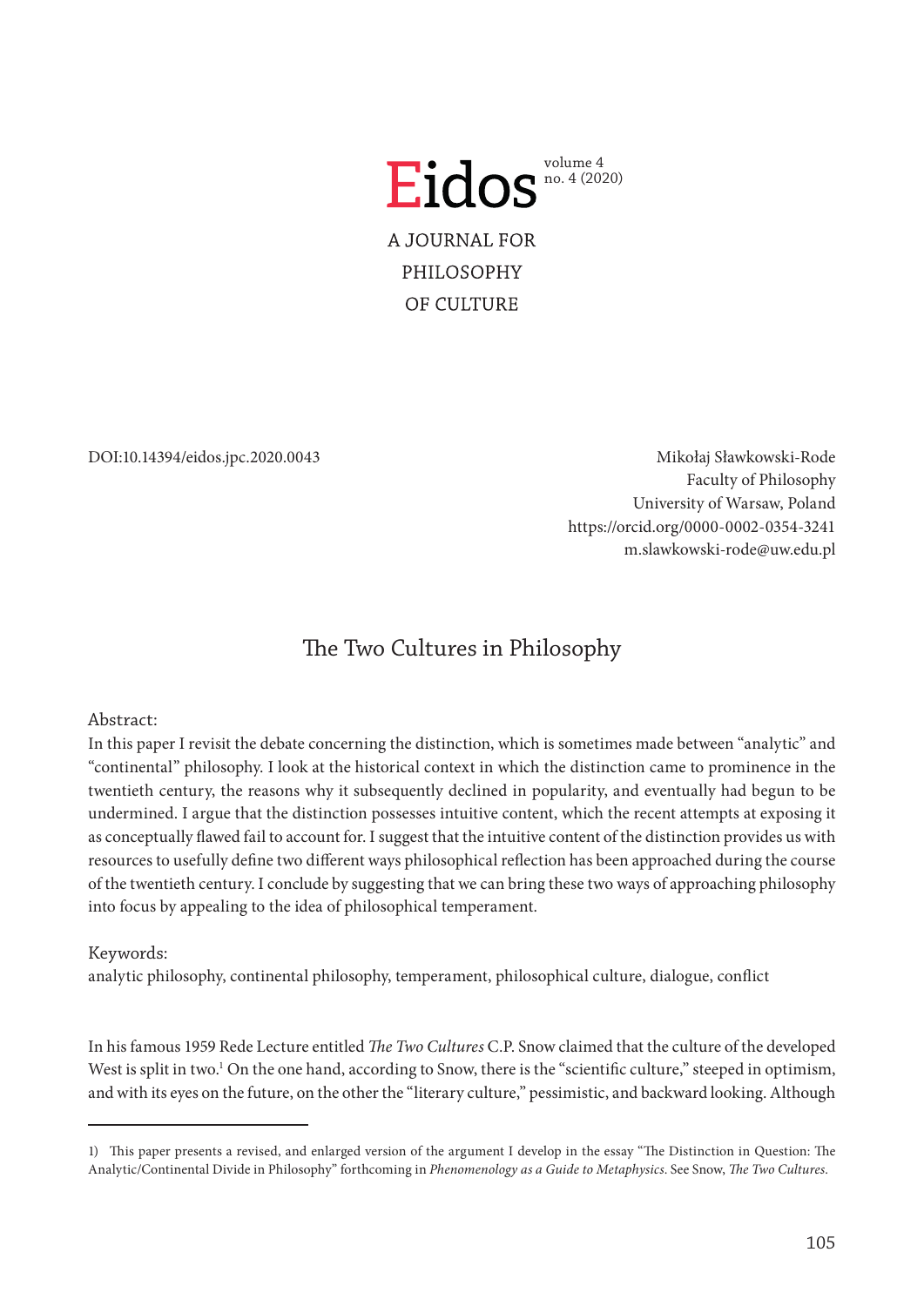Eidos volume 4 no. 4 (2020)

A JOURNAL FOR PHILOSOPHY OF CULTURE

DOI:10.14394/eidos.jpc.2020.0043

Mikołaj Sławkowski-Rode
Faculty of Philosophy
University of Warsaw, Poland
https://orcid.org/0000-0002-0354-3241
m.slawkowski-rode@uw.edu.pl

# The Two Cultures in Philosophy

Abstract:
In this paper I revisit the debate concerning the distinction, which is sometimes made between "analytic" and "continental" philosophy. I look at the historical context in which the distinction came to prominence in the twentieth century, the reasons why it subsequently declined in popularity, and eventually had begun to be undermined. I argue that the distinction possesses intuitive content, which the recent attempts at exposing it as conceptually flawed fail to account for. I suggest that the intuitive content of the distinction provides us with resources to usefully define two different ways philosophical reflection has been approached during the course of the twentieth century. I conclude by suggesting that we can bring these two ways of approaching philosophy into focus by appealing to the idea of philosophical temperament.

Keywords:
analytic philosophy, continental philosophy, temperament, philosophical culture, dialogue, conflict

In his famous 1959 Rede Lecture entitled *The Two Cultures* C.P. Snow claimed that the culture of the developed West is split in two.[1] On the one hand, according to Snow, there is the "scientific culture," steeped in optimism, and with its eyes on the future, on the other the "literary culture," pessimistic, and backward looking. Although

1) This paper presents a revised, and enlarged version of the argument I develop in the essay "The Distinction in Question: The Analytic/Continental Divide in Philosophy" forthcoming in *Phenomenology as a Guide to Metaphysics*. See Snow, *The Two Cultures*.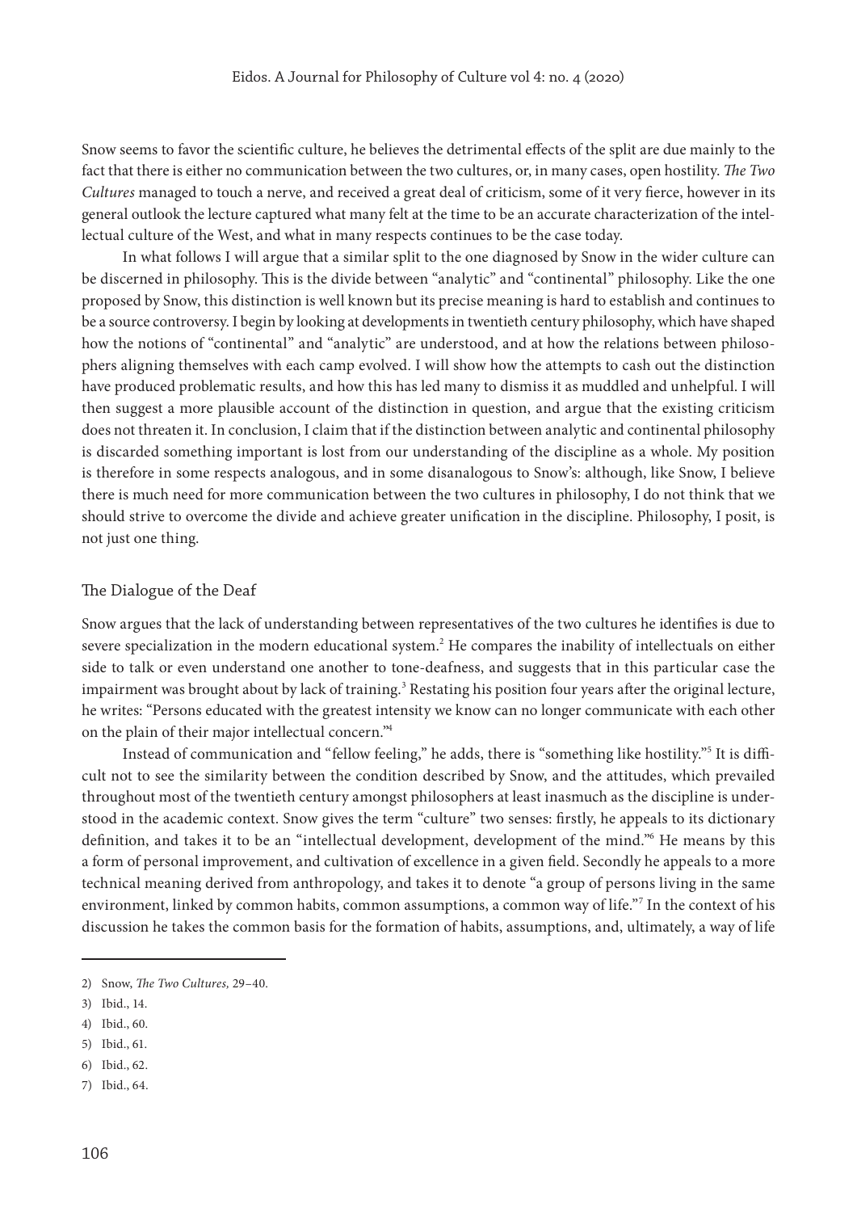Snow seems to favor the scientific culture, he believes the detrimental effects of the split are due mainly to the fact that there is either no communication between the two cultures, or, in many cases, open hostility. *The Two Cultures* managed to touch a nerve, and received a great deal of criticism, some of it very fierce, however in its general outlook the lecture captured what many felt at the time to be an accurate characterization of the intellectual culture of the West, and what in many respects continues to be the case today.

In what follows I will argue that a similar split to the one diagnosed by Snow in the wider culture can be discerned in philosophy. This is the divide between "analytic" and "continental" philosophy. Like the one proposed by Snow, this distinction is well known but its precise meaning is hard to establish and continues to be a source controversy. I begin by looking at developments in twentieth century philosophy, which have shaped how the notions of "continental" and "analytic" are understood, and at how the relations between philosophers aligning themselves with each camp evolved. I will show how the attempts to cash out the distinction have produced problematic results, and how this has led many to dismiss it as muddled and unhelpful. I will then suggest a more plausible account of the distinction in question, and argue that the existing criticism does not threaten it. In conclusion, I claim that if the distinction between analytic and continental philosophy is discarded something important is lost from our understanding of the discipline as a whole. My position is therefore in some respects analogous, and in some disanalogous to Snow's: although, like Snow, I believe there is much need for more communication between the two cultures in philosophy, I do not think that we should strive to overcome the divide and achieve greater unification in the discipline. Philosophy, I posit, is not just one thing.

## The Dialogue of the Deaf

Snow argues that the lack of understanding between representatives of the two cultures he identifies is due to severe specialization in the modern educational system.[2] He compares the inability of intellectuals on either side to talk or even understand one another to tone-deafness, and suggests that in this particular case the impairment was brought about by lack of training.[3] Restating his position four years after the original lecture, he writes: "Persons educated with the greatest intensity we know can no longer communicate with each other on the plain of their major intellectual concern."[4]

Instead of communication and "fellow feeling," he adds, there is "something like hostility."[5] It is difficult not to see the similarity between the condition described by Snow, and the attitudes, which prevailed throughout most of the twentieth century amongst philosophers at least inasmuch as the discipline is understood in the academic context. Snow gives the term "culture" two senses: firstly, he appeals to its dictionary definition, and takes it to be an "intellectual development, development of the mind."[6] He means by this a form of personal improvement, and cultivation of excellence in a given field. Secondly he appeals to a more technical meaning derived from anthropology, and takes it to denote "a group of persons living in the same environment, linked by common habits, common assumptions, a common way of life."[7] In the context of his discussion he takes the common basis for the formation of habits, assumptions, and, ultimately, a way of life

---

2) Snow, *The Two Cultures,* 29–40.

3) Ibid., 14.

4) Ibid., 60.

5) Ibid., 61.

6) Ibid., 62.

7) Ibid., 64.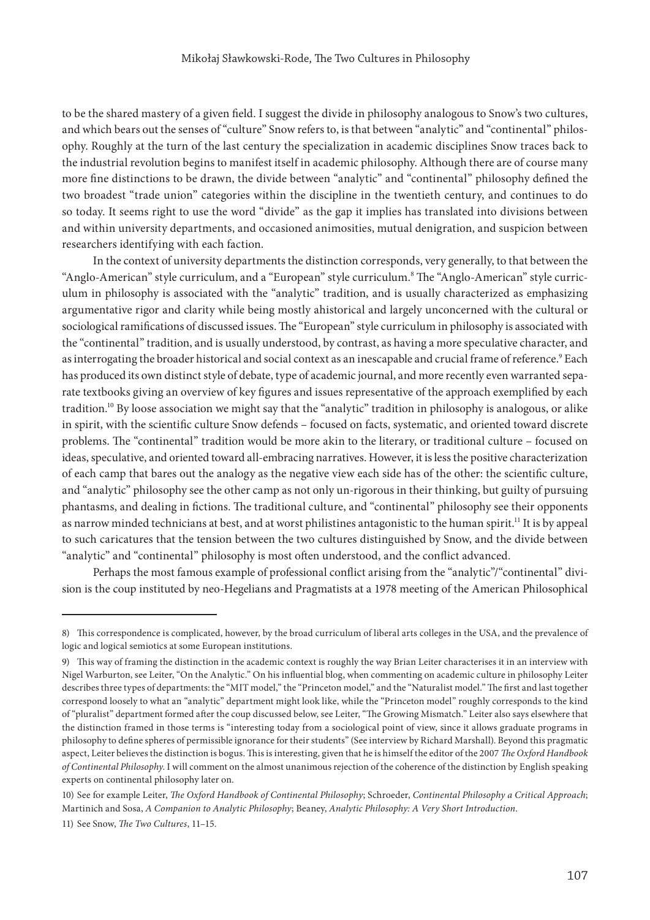to be the shared mastery of a given field. I suggest the divide in philosophy analogous to Snow's two cultures, and which bears out the senses of "culture" Snow refers to, is that between "analytic" and "continental" philosophy. Roughly at the turn of the last century the specialization in academic disciplines Snow traces back to the industrial revolution begins to manifest itself in academic philosophy. Although there are of course many more fine distinctions to be drawn, the divide between "analytic" and "continental" philosophy defined the two broadest "trade union" categories within the discipline in the twentieth century, and continues to do so today. It seems right to use the word "divide" as the gap it implies has translated into divisions between and within university departments, and occasioned animosities, mutual denigration, and suspicion between researchers identifying with each faction.

In the context of university departments the distinction corresponds, very generally, to that between the "Anglo-American" style curriculum, and a "European" style curriculum.[8] The "Anglo-American" style curriculum in philosophy is associated with the "analytic" tradition, and is usually characterized as emphasizing argumentative rigor and clarity while being mostly ahistorical and largely unconcerned with the cultural or sociological ramifications of discussed issues. The "European" style curriculum in philosophy is associated with the "continental" tradition, and is usually understood, by contrast, as having a more speculative character, and as interrogating the broader historical and social context as an inescapable and crucial frame of reference.[9] Each has produced its own distinct style of debate, type of academic journal, and more recently even warranted separate textbooks giving an overview of key figures and issues representative of the approach exemplified by each tradition.[10] By loose association we might say that the "analytic" tradition in philosophy is analogous, or alike in spirit, with the scientific culture Snow defends – focused on facts, systematic, and oriented toward discrete problems. The "continental" tradition would be more akin to the literary, or traditional culture – focused on ideas, speculative, and oriented toward all-embracing narratives. However, it is less the positive characterization of each camp that bares out the analogy as the negative view each side has of the other: the scientific culture, and "analytic" philosophy see the other camp as not only un-rigorous in their thinking, but guilty of pursuing phantasms, and dealing in fictions. The traditional culture, and "continental" philosophy see their opponents as narrow minded technicians at best, and at worst philistines antagonistic to the human spirit.[11] It is by appeal to such caricatures that the tension between the two cultures distinguished by Snow, and the divide between "analytic" and "continental" philosophy is most often understood, and the conflict advanced.

Perhaps the most famous example of professional conflict arising from the "analytic"/"continental" division is the coup instituted by neo-Hegelians and Pragmatists at a 1978 meeting of the American Philosophical

---

8) This correspondence is complicated, however, by the broad curriculum of liberal arts colleges in the USA, and the prevalence of logic and logical semiotics at some European institutions.

9) This way of framing the distinction in the academic context is roughly the way Brian Leiter characterises it in an interview with Nigel Warburton, see Leiter, "On the Analytic." On his influential blog, when commenting on academic culture in philosophy Leiter describes three types of departments: the "MIT model," the "Princeton model," and the "Naturalist model." The first and last together correspond loosely to what an "analytic" department might look like, while the "Princeton model" roughly corresponds to the kind of "pluralist" department formed after the coup discussed below, see Leiter, "The Growing Mismatch." Leiter also says elsewhere that the distinction framed in those terms is "interesting today from a sociological point of view, since it allows graduate programs in philosophy to define spheres of permissible ignorance for their students" (See interview by Richard Marshall). Beyond this pragmatic aspect, Leiter believes the distinction is bogus. This is interesting, given that he is himself the editor of the 2007 *The Oxford Handbook of Continental Philosophy*. I will comment on the almost unanimous rejection of the coherence of the distinction by English speaking experts on continental philosophy later on.

10) See for example Leiter, *The Oxford Handbook of Continental Philosophy*; Schroeder, *Continental Philosophy a Critical Approach*; Martinich and Sosa, *A Companion to Analytic Philosophy*; Beaney, *Analytic Philosophy: A Very Short Introduction*.

11) See Snow, *The Two Cultures*, 11–15.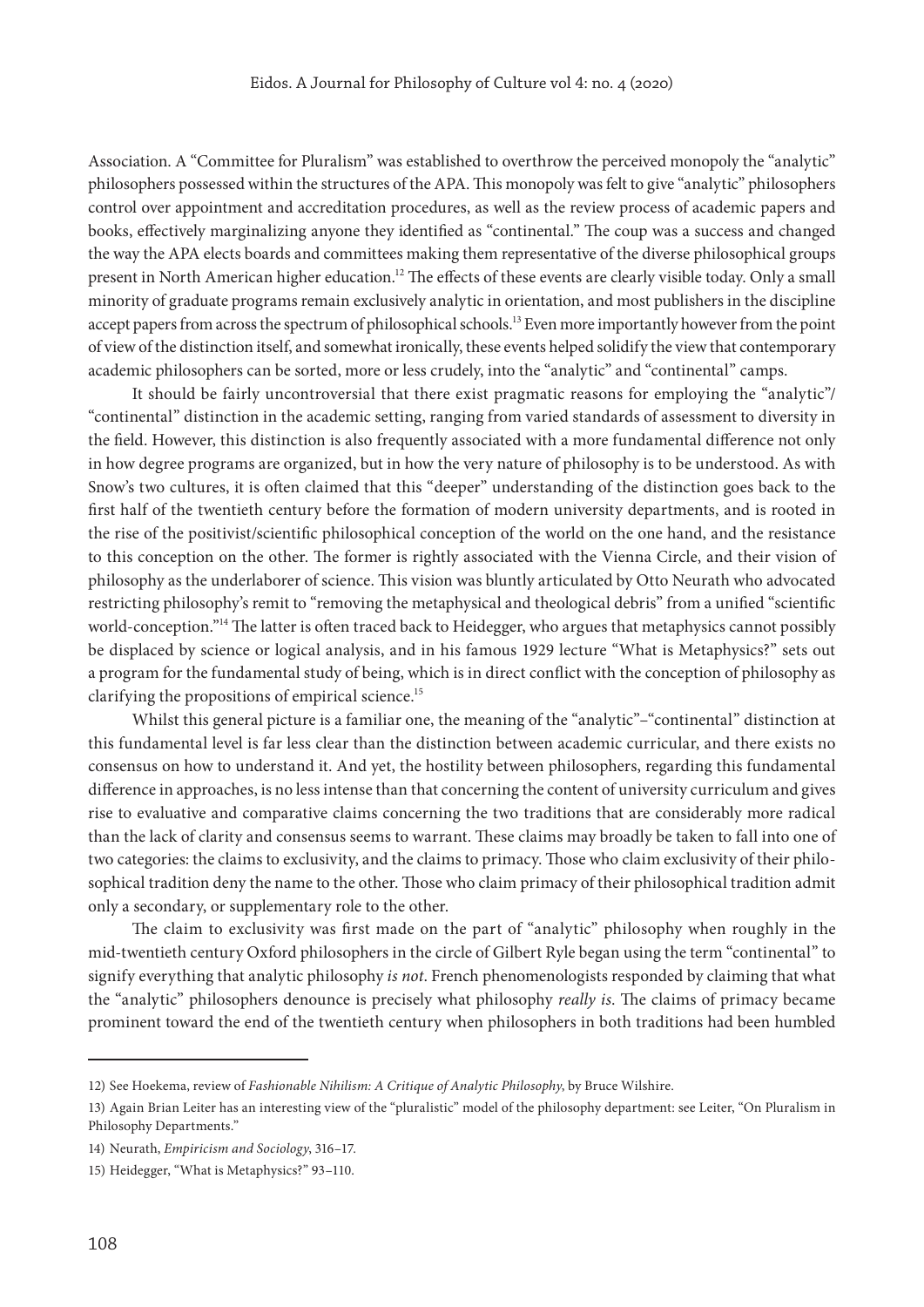Association. A "Committee for Pluralism" was established to overthrow the perceived monopoly the "analytic" philosophers possessed within the structures of the APA. This monopoly was felt to give "analytic" philosophers control over appointment and accreditation procedures, as well as the review process of academic papers and books, effectively marginalizing anyone they identified as "continental." The coup was a success and changed the way the APA elects boards and committees making them representative of the diverse philosophical groups present in North American higher education.[12] The effects of these events are clearly visible today. Only a small minority of graduate programs remain exclusively analytic in orientation, and most publishers in the discipline accept papers from across the spectrum of philosophical schools.[13] Even more importantly however from the point of view of the distinction itself, and somewhat ironically, these events helped solidify the view that contemporary academic philosophers can be sorted, more or less crudely, into the "analytic" and "continental" camps.

It should be fairly uncontroversial that there exist pragmatic reasons for employing the "analytic"/ "continental" distinction in the academic setting, ranging from varied standards of assessment to diversity in the field. However, this distinction is also frequently associated with a more fundamental difference not only in how degree programs are organized, but in how the very nature of philosophy is to be understood. As with Snow's two cultures, it is often claimed that this "deeper" understanding of the distinction goes back to the first half of the twentieth century before the formation of modern university departments, and is rooted in the rise of the positivist/scientific philosophical conception of the world on the one hand, and the resistance to this conception on the other. The former is rightly associated with the Vienna Circle, and their vision of philosophy as the underlaborer of science. This vision was bluntly articulated by Otto Neurath who advocated restricting philosophy's remit to "removing the metaphysical and theological debris" from a unified "scientific world-conception."[14] The latter is often traced back to Heidegger, who argues that metaphysics cannot possibly be displaced by science or logical analysis, and in his famous 1929 lecture "What is Metaphysics?" sets out a program for the fundamental study of being, which is in direct conflict with the conception of philosophy as clarifying the propositions of empirical science.[15]

Whilst this general picture is a familiar one, the meaning of the "analytic"–"continental" distinction at this fundamental level is far less clear than the distinction between academic curricular, and there exists no consensus on how to understand it. And yet, the hostility between philosophers, regarding this fundamental difference in approaches, is no less intense than that concerning the content of university curriculum and gives rise to evaluative and comparative claims concerning the two traditions that are considerably more radical than the lack of clarity and consensus seems to warrant. These claims may broadly be taken to fall into one of two categories: the claims to exclusivity, and the claims to primacy. Those who claim exclusivity of their philosophical tradition deny the name to the other. Those who claim primacy of their philosophical tradition admit only a secondary, or supplementary role to the other.

The claim to exclusivity was first made on the part of "analytic" philosophy when roughly in the mid-twentieth century Oxford philosophers in the circle of Gilbert Ryle began using the term "continental" to signify everything that analytic philosophy *is not*. French phenomenologists responded by claiming that what the "analytic" philosophers denounce is precisely what philosophy *really is*. The claims of primacy became prominent toward the end of the twentieth century when philosophers in both traditions had been humbled

---

12) See Hoekema, review of *Fashionable Nihilism: A Critique of Analytic Philosophy*, by Bruce Wilshire.

13) Again Brian Leiter has an interesting view of the "pluralistic" model of the philosophy department: see Leiter, "On Pluralism in Philosophy Departments."

14) Neurath, *Empiricism and Sociology*, 316–17.

15) Heidegger, "What is Metaphysics?" 93–110.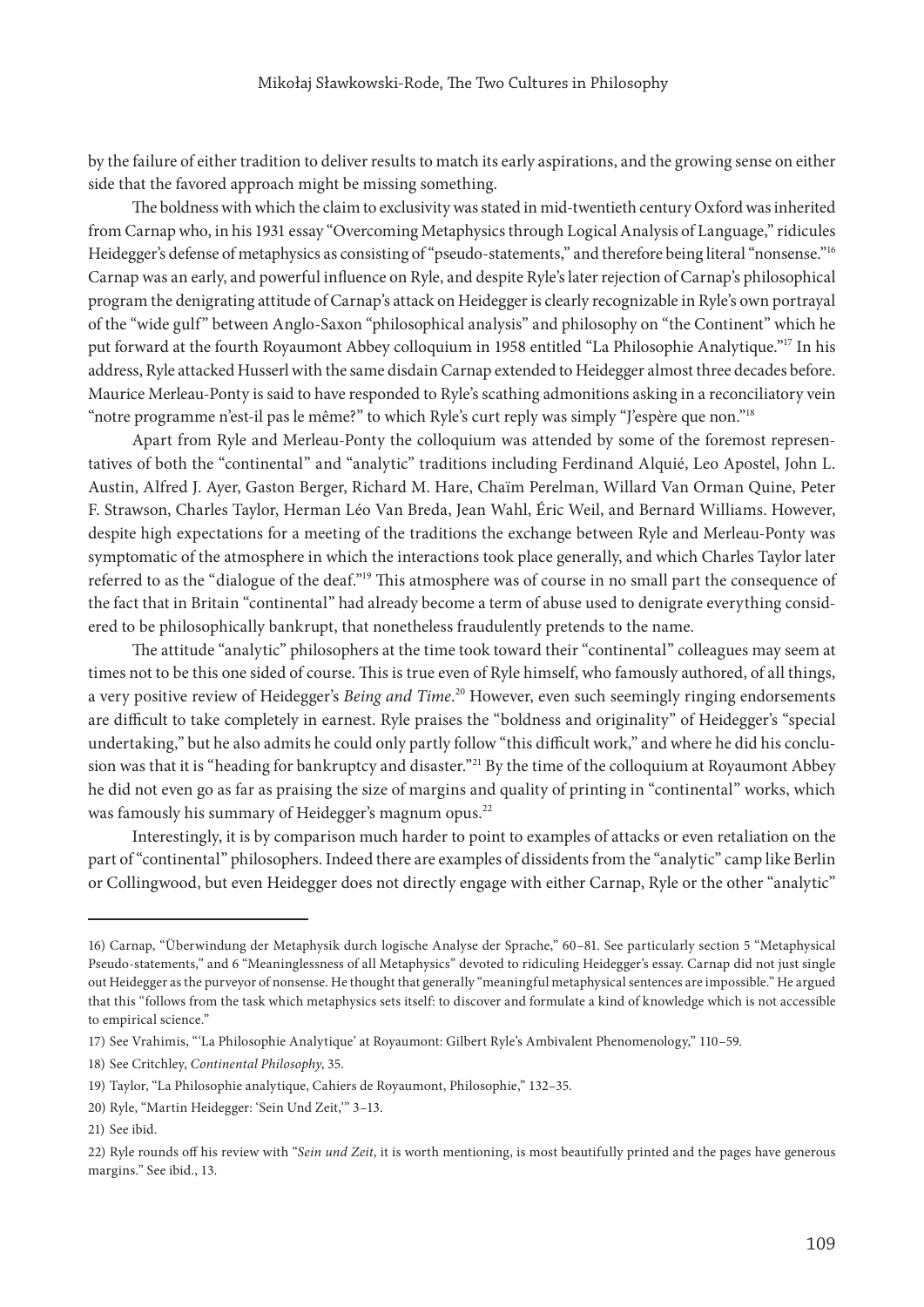by the failure of either tradition to deliver results to match its early aspirations, and the growing sense on either side that the favored approach might be missing something.

The boldness with which the claim to exclusivity was stated in mid-twentieth century Oxford was inherited from Carnap who, in his 1931 essay "Overcoming Metaphysics through Logical Analysis of Language," ridicules Heidegger's defense of metaphysics as consisting of "pseudo-statements," and therefore being literal "nonsense."[16] Carnap was an early, and powerful influence on Ryle, and despite Ryle's later rejection of Carnap's philosophical program the denigrating attitude of Carnap's attack on Heidegger is clearly recognizable in Ryle's own portrayal of the "wide gulf" between Anglo-Saxon "philosophical analysis" and philosophy on "the Continent" which he put forward at the fourth Royaumont Abbey colloquium in 1958 entitled "La Philosophie Analytique."[17] In his address, Ryle attacked Husserl with the same disdain Carnap extended to Heidegger almost three decades before. Maurice Merleau-Ponty is said to have responded to Ryle's scathing admonitions asking in a reconciliatory vein "notre programme n'est-il pas le même?" to which Ryle's curt reply was simply "J'espère que non."[18]

Apart from Ryle and Merleau-Ponty the colloquium was attended by some of the foremost representatives of both the "continental" and "analytic" traditions including Ferdinand Alquié, Leo Apostel, John L. Austin, Alfred J. Ayer, Gaston Berger, Richard M. Hare, Chaïm Perelman, Willard Van Orman Quine, Peter F. Strawson, Charles Taylor, Herman Léo Van Breda, Jean Wahl, Éric Weil, and Bernard Williams. However, despite high expectations for a meeting of the traditions the exchange between Ryle and Merleau-Ponty was symptomatic of the atmosphere in which the interactions took place generally, and which Charles Taylor later referred to as the "dialogue of the deaf."[19] This atmosphere was of course in no small part the consequence of the fact that in Britain "continental" had already become a term of abuse used to denigrate everything considered to be philosophically bankrupt, that nonetheless fraudulently pretends to the name.

The attitude "analytic" philosophers at the time took toward their "continental" colleagues may seem at times not to be this one sided of course. This is true even of Ryle himself, who famously authored, of all things, a very positive review of Heidegger's *Being and Time*.[20] However, even such seemingly ringing endorsements are difficult to take completely in earnest. Ryle praises the "boldness and originality" of Heidegger's "special undertaking," but he also admits he could only partly follow "this difficult work," and where he did his conclusion was that it is "heading for bankruptcy and disaster."[21] By the time of the colloquium at Royaumont Abbey he did not even go as far as praising the size of margins and quality of printing in "continental" works, which was famously his summary of Heidegger's magnum opus.[22]

Interestingly, it is by comparison much harder to point to examples of attacks or even retaliation on the part of "continental" philosophers. Indeed there are examples of dissidents from the "analytic" camp like Berlin or Collingwood, but even Heidegger does not directly engage with either Carnap, Ryle or the other "analytic"

---

16) Carnap, "Überwindung der Metaphysik durch logische Analyse der Sprache," 60–81. See particularly section 5 "Metaphysical Pseudo-statements," and 6 "Meaninglessness of all Metaphysics" devoted to ridiculing Heidegger's essay. Carnap did not just single out Heidegger as the purveyor of nonsense. He thought that generally "meaningful metaphysical sentences are impossible." He argued that this "follows from the task which metaphysics sets itself: to discover and formulate a kind of knowledge which is not accessible to empirical science."

17) See Vrahimis, "'La Philosophie Analytique' at Royaumont: Gilbert Ryle's Ambivalent Phenomenology," 110–59.

18) See Critchley, *Continental Philosophy*, 35.

19) Taylor, "La Philosophie analytique, Cahiers de Royaumont, Philosophie," 132–35.

20) Ryle, "Martin Heidegger: 'Sein Und Zeit,'" 3–13.

21) See ibid.

22) Ryle rounds off his review with "*Sein und Zeit*, it is worth mentioning, is most beautifully printed and the pages have generous margins." See ibid., 13.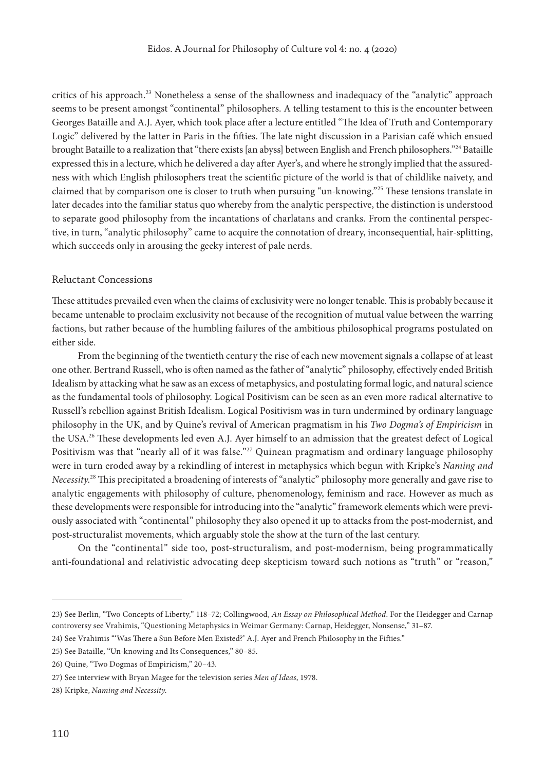critics of his approach.[23] Nonetheless a sense of the shallowness and inadequacy of the "analytic" approach seems to be present amongst "continental" philosophers. A telling testament to this is the encounter between Georges Bataille and A.J. Ayer, which took place after a lecture entitled "The Idea of Truth and Contemporary Logic" delivered by the latter in Paris in the fifties. The late night discussion in a Parisian café which ensued brought Bataille to a realization that "there exists [an abyss] between English and French philosophers."[24] Bataille expressed this in a lecture, which he delivered a day after Ayer's, and where he strongly implied that the assuredness with which English philosophers treat the scientific picture of the world is that of childlike naivety, and claimed that by comparison one is closer to truth when pursuing "un-knowing."[25] These tensions translate in later decades into the familiar status quo whereby from the analytic perspective, the distinction is understood to separate good philosophy from the incantations of charlatans and cranks. From the continental perspective, in turn, "analytic philosophy" came to acquire the connotation of dreary, inconsequential, hair-splitting, which succeeds only in arousing the geeky interest of pale nerds.

## Reluctant Concessions

These attitudes prevailed even when the claims of exclusivity were no longer tenable. This is probably because it became untenable to proclaim exclusivity not because of the recognition of mutual value between the warring factions, but rather because of the humbling failures of the ambitious philosophical programs postulated on either side.

From the beginning of the twentieth century the rise of each new movement signals a collapse of at least one other. Bertrand Russell, who is often named as the father of "analytic" philosophy, effectively ended British Idealism by attacking what he saw as an excess of metaphysics, and postulating formal logic, and natural science as the fundamental tools of philosophy. Logical Positivism can be seen as an even more radical alternative to Russell's rebellion against British Idealism. Logical Positivism was in turn undermined by ordinary language philosophy in the UK, and by Quine's revival of American pragmatism in his *Two Dogma's of Empiricism* in the USA.[26] These developments led even A.J. Ayer himself to an admission that the greatest defect of Logical Positivism was that "nearly all of it was false."[27] Quinean pragmatism and ordinary language philosophy were in turn eroded away by a rekindling of interest in metaphysics which begun with Kripke's *Naming and Necessity*.[28] This precipitated a broadening of interests of "analytic" philosophy more generally and gave rise to analytic engagements with philosophy of culture, phenomenology, feminism and race. However as much as these developments were responsible for introducing into the "analytic" framework elements which were previously associated with "continental" philosophy they also opened it up to attacks from the post-modernist, and post-structuralist movements, which arguably stole the show at the turn of the last century.

On the "continental" side too, post-structuralism, and post-modernism, being programmatically anti-foundational and relativistic advocating deep skepticism toward such notions as "truth" or "reason,"

---

23) See Berlin, "Two Concepts of Liberty," 118–72; Collingwood, *An Essay on Philosophical Method*. For the Heidegger and Carnap controversy see Vrahimis, "Questioning Metaphysics in Weimar Germany: Carnap, Heidegger, Nonsense," 31–87.

24) See Vrahimis "'Was There a Sun Before Men Existed?' A.J. Ayer and French Philosophy in the Fifties."

25) See Bataille, "Un-knowing and Its Consequences," 80–85.

26) Quine, "Two Dogmas of Empiricism," 20–43.

27) See interview with Bryan Magee for the television series *Men of Ideas*, 1978.

28) Kripke, *Naming and Necessity*.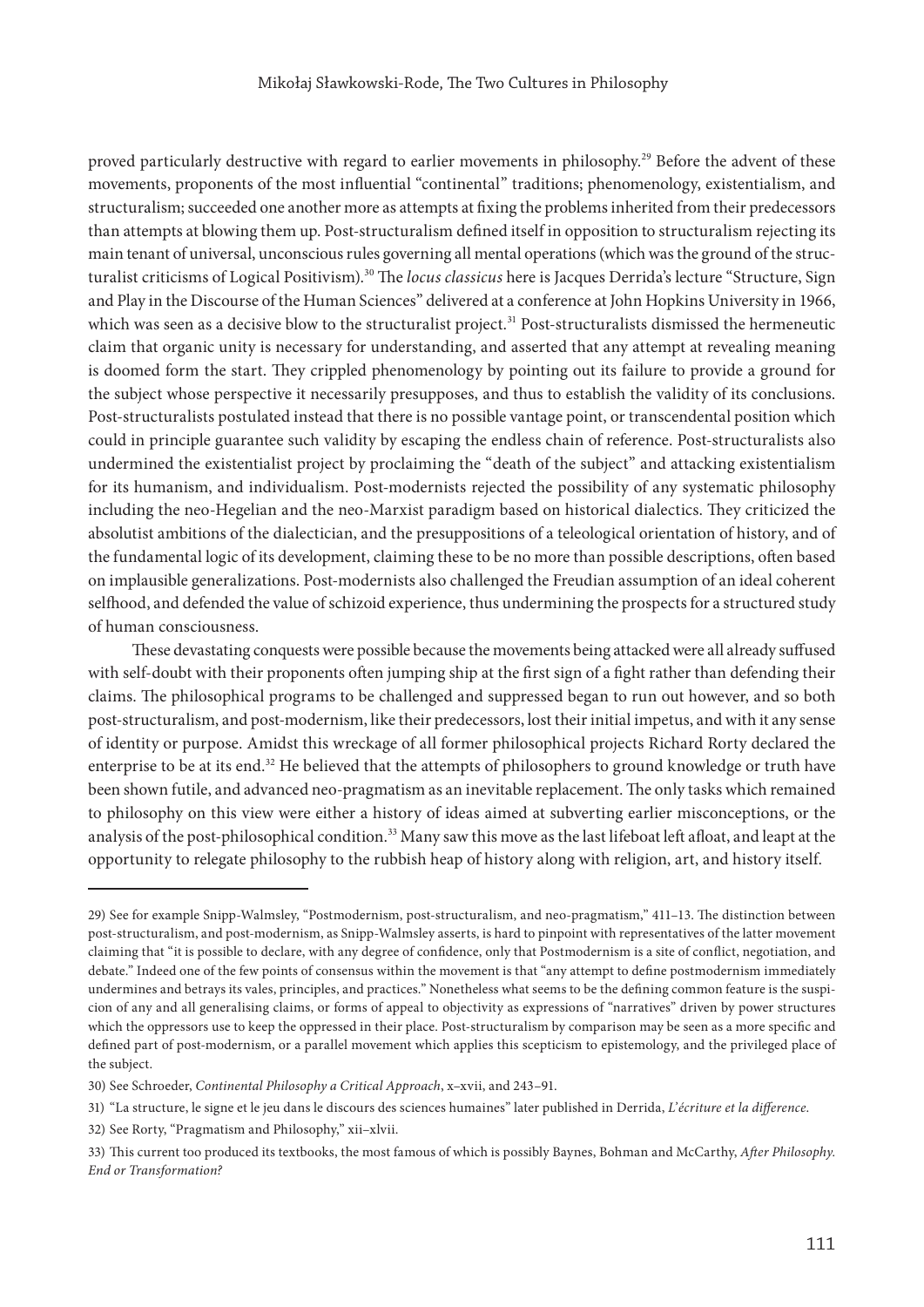proved particularly destructive with regard to earlier movements in philosophy.[29] Before the advent of these movements, proponents of the most influential "continental" traditions; phenomenology, existentialism, and structuralism; succeeded one another more as attempts at fixing the problems inherited from their predecessors than attempts at blowing them up. Post-structuralism defined itself in opposition to structuralism rejecting its main tenant of universal, unconscious rules governing all mental operations (which was the ground of the structuralist criticisms of Logical Positivism).[30] The *locus classicus* here is Jacques Derrida's lecture "Structure, Sign and Play in the Discourse of the Human Sciences" delivered at a conference at John Hopkins University in 1966, which was seen as a decisive blow to the structuralist project.[31] Post-structuralists dismissed the hermeneutic claim that organic unity is necessary for understanding, and asserted that any attempt at revealing meaning is doomed form the start. They crippled phenomenology by pointing out its failure to provide a ground for the subject whose perspective it necessarily presupposes, and thus to establish the validity of its conclusions. Post-structuralists postulated instead that there is no possible vantage point, or transcendental position which could in principle guarantee such validity by escaping the endless chain of reference. Post-structuralists also undermined the existentialist project by proclaiming the "death of the subject" and attacking existentialism for its humanism, and individualism. Post-modernists rejected the possibility of any systematic philosophy including the neo-Hegelian and the neo-Marxist paradigm based on historical dialectics. They criticized the absolutist ambitions of the dialectician, and the presuppositions of a teleological orientation of history, and of the fundamental logic of its development, claiming these to be no more than possible descriptions, often based on implausible generalizations. Post-modernists also challenged the Freudian assumption of an ideal coherent selfhood, and defended the value of schizoid experience, thus undermining the prospects for a structured study of human consciousness.

These devastating conquests were possible because the movements being attacked were all already suffused with self-doubt with their proponents often jumping ship at the first sign of a fight rather than defending their claims. The philosophical programs to be challenged and suppressed began to run out however, and so both post-structuralism, and post-modernism, like their predecessors, lost their initial impetus, and with it any sense of identity or purpose. Amidst this wreckage of all former philosophical projects Richard Rorty declared the enterprise to be at its end.[32] He believed that the attempts of philosophers to ground knowledge or truth have been shown futile, and advanced neo-pragmatism as an inevitable replacement. The only tasks which remained to philosophy on this view were either a history of ideas aimed at subverting earlier misconceptions, or the analysis of the post-philosophical condition.[33] Many saw this move as the last lifeboat left afloat, and leapt at the opportunity to relegate philosophy to the rubbish heap of history along with religion, art, and history itself.

---

29) See for example Snipp-Walmsley, "Postmodernism, post-structuralism, and neo-pragmatism," 411–13. The distinction between post-structuralism, and post-modernism, as Snipp-Walmsley asserts, is hard to pinpoint with representatives of the latter movement claiming that "it is possible to declare, with any degree of confidence, only that Postmodernism is a site of conflict, negotiation, and debate." Indeed one of the few points of consensus within the movement is that "any attempt to define postmodernism immediately undermines and betrays its vales, principles, and practices." Nonetheless what seems to be the defining common feature is the suspicion of any and all generalising claims, or forms of appeal to objectivity as expressions of "narratives" driven by power structures which the oppressors use to keep the oppressed in their place. Post-structuralism by comparison may be seen as a more specific and defined part of post-modernism, or a parallel movement which applies this scepticism to epistemology, and the privileged place of the subject.

30) See Schroeder, *Continental Philosophy a Critical Approach*, x–xvii, and 243–91.

31) "La structure, le signe et le jeu dans le discours des sciences humaines" later published in Derrida, *L'écriture et la difference*.

32) See Rorty, "Pragmatism and Philosophy," xii–xlvii.

33) This current too produced its textbooks, the most famous of which is possibly Baynes, Bohman and McCarthy, *After Philosophy. End or Transformation?*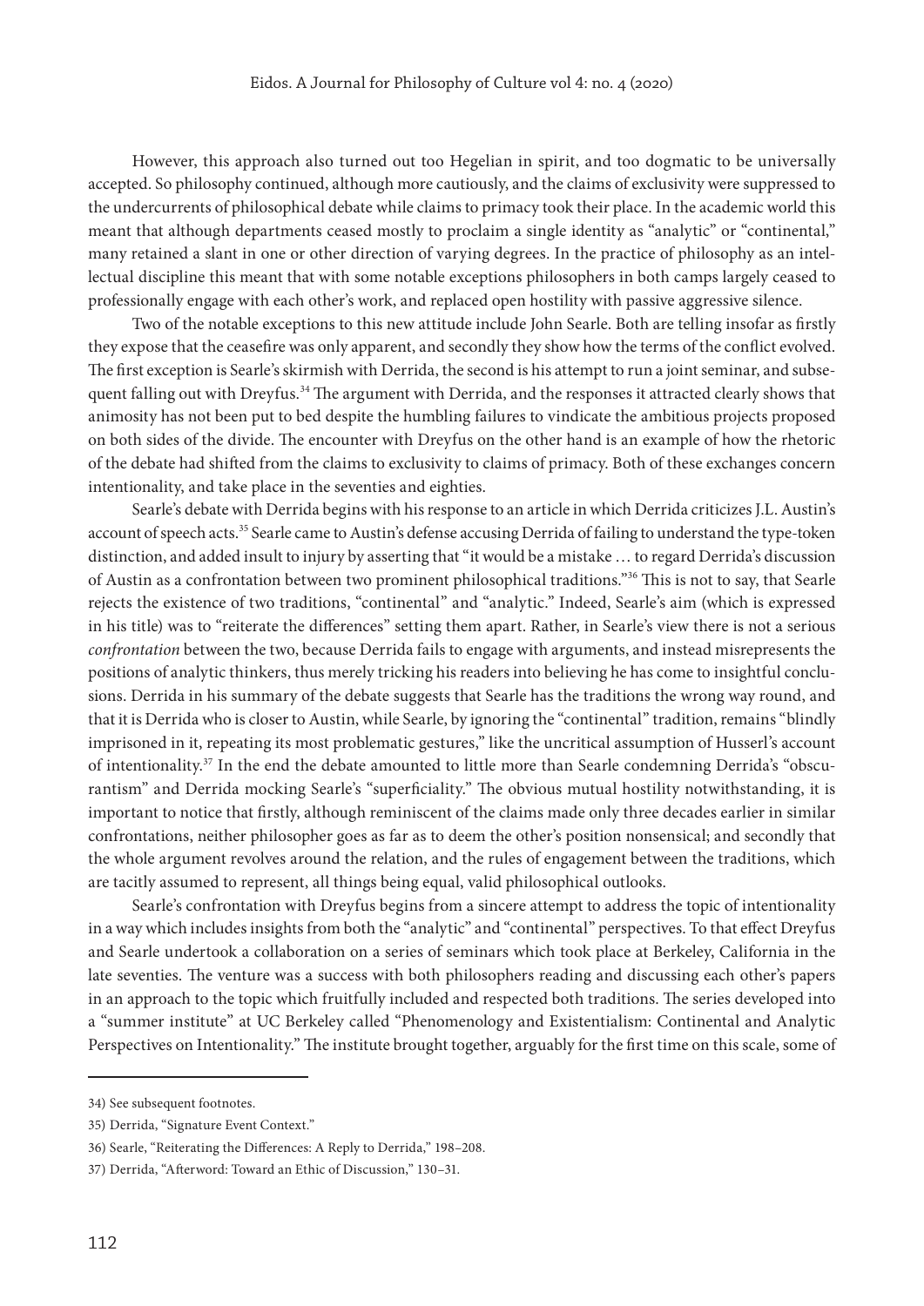However, this approach also turned out too Hegelian in spirit, and too dogmatic to be universally accepted. So philosophy continued, although more cautiously, and the claims of exclusivity were suppressed to the undercurrents of philosophical debate while claims to primacy took their place. In the academic world this meant that although departments ceased mostly to proclaim a single identity as "analytic" or "continental," many retained a slant in one or other direction of varying degrees. In the practice of philosophy as an intellectual discipline this meant that with some notable exceptions philosophers in both camps largely ceased to professionally engage with each other's work, and replaced open hostility with passive aggressive silence.

Two of the notable exceptions to this new attitude include John Searle. Both are telling insofar as firstly they expose that the ceasefire was only apparent, and secondly they show how the terms of the conflict evolved. The first exception is Searle's skirmish with Derrida, the second is his attempt to run a joint seminar, and subsequent falling out with Dreyfus.[34] The argument with Derrida, and the responses it attracted clearly shows that animosity has not been put to bed despite the humbling failures to vindicate the ambitious projects proposed on both sides of the divide. The encounter with Dreyfus on the other hand is an example of how the rhetoric of the debate had shifted from the claims to exclusivity to claims of primacy. Both of these exchanges concern intentionality, and take place in the seventies and eighties.

Searle's debate with Derrida begins with his response to an article in which Derrida criticizes J.L. Austin's account of speech acts.[35] Searle came to Austin's defense accusing Derrida of failing to understand the type-token distinction, and added insult to injury by asserting that "it would be a mistake … to regard Derrida's discussion of Austin as a confrontation between two prominent philosophical traditions."[36] This is not to say, that Searle rejects the existence of two traditions, "continental" and "analytic." Indeed, Searle's aim (which is expressed in his title) was to "reiterate the differences" setting them apart. Rather, in Searle's view there is not a serious *confrontation* between the two, because Derrida fails to engage with arguments, and instead misrepresents the positions of analytic thinkers, thus merely tricking his readers into believing he has come to insightful conclusions. Derrida in his summary of the debate suggests that Searle has the traditions the wrong way round, and that it is Derrida who is closer to Austin, while Searle, by ignoring the "continental" tradition, remains "blindly imprisoned in it, repeating its most problematic gestures," like the uncritical assumption of Husserl's account of intentionality.[37] In the end the debate amounted to little more than Searle condemning Derrida's "obscurantism" and Derrida mocking Searle's "superficiality." The obvious mutual hostility notwithstanding, it is important to notice that firstly, although reminiscent of the claims made only three decades earlier in similar confrontations, neither philosopher goes as far as to deem the other's position nonsensical; and secondly that the whole argument revolves around the relation, and the rules of engagement between the traditions, which are tacitly assumed to represent, all things being equal, valid philosophical outlooks.

Searle's confrontation with Dreyfus begins from a sincere attempt to address the topic of intentionality in a way which includes insights from both the "analytic" and "continental" perspectives. To that effect Dreyfus and Searle undertook a collaboration on a series of seminars which took place at Berkeley, California in the late seventies. The venture was a success with both philosophers reading and discussing each other's papers in an approach to the topic which fruitfully included and respected both traditions. The series developed into a "summer institute" at UC Berkeley called "Phenomenology and Existentialism: Continental and Analytic Perspectives on Intentionality." The institute brought together, arguably for the first time on this scale, some of

---

34) See subsequent footnotes.

35) Derrida, "Signature Event Context."

36) Searle, "Reiterating the Differences: A Reply to Derrida," 198–208.

37) Derrida, "Afterword: Toward an Ethic of Discussion," 130–31.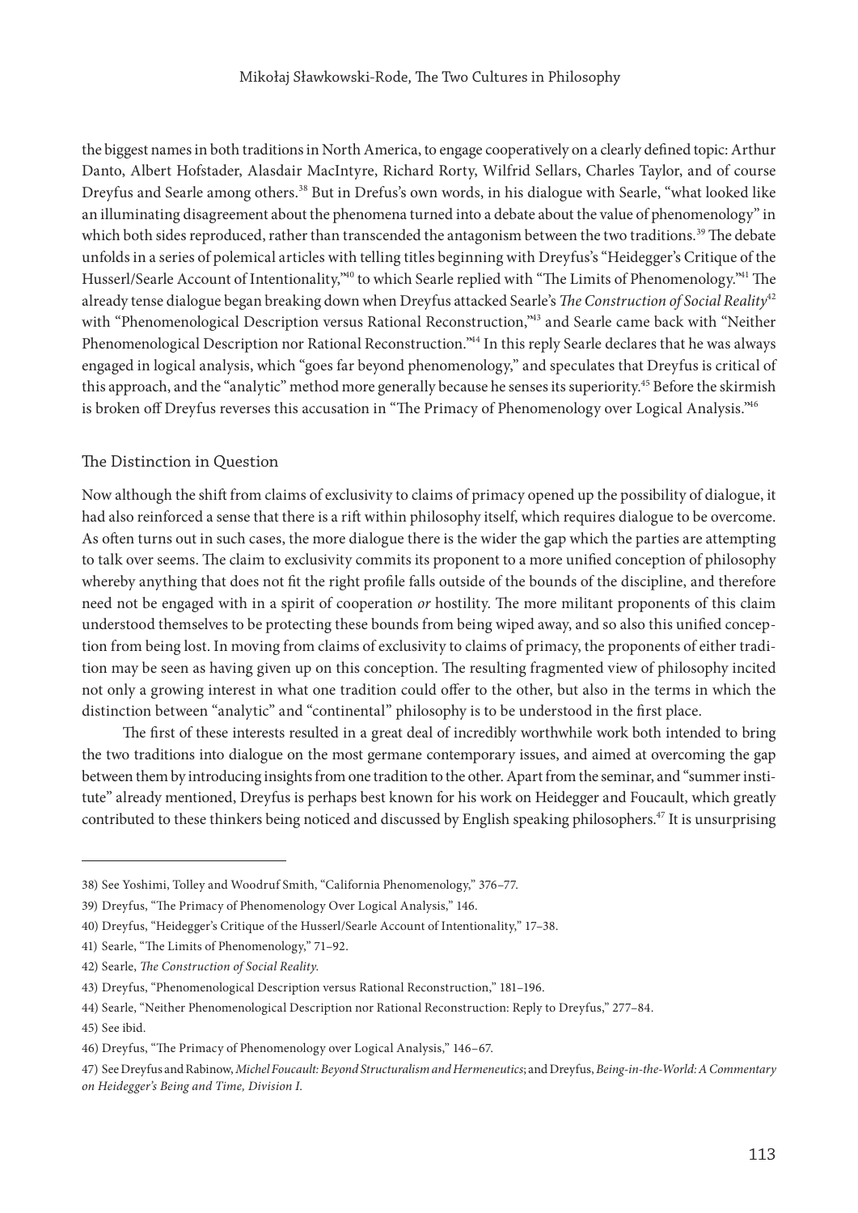the biggest names in both traditions in North America, to engage cooperatively on a clearly defined topic: Arthur Danto, Albert Hofstader, Alasdair MacIntyre, Richard Rorty, Wilfrid Sellars, Charles Taylor, and of course Dreyfus and Searle among others.[38] But in Drefus's own words, in his dialogue with Searle, "what looked like an illuminating disagreement about the phenomena turned into a debate about the value of phenomenology" in which both sides reproduced, rather than transcended the antagonism between the two traditions.[39] The debate unfolds in a series of polemical articles with telling titles beginning with Dreyfus's "Heidegger's Critique of the Husserl/Searle Account of Intentionality,"[40] to which Searle replied with "The Limits of Phenomenology."[41] The already tense dialogue began breaking down when Dreyfus attacked Searle's *The Construction of Social Reality*[42] with "Phenomenological Description versus Rational Reconstruction,"[43] and Searle came back with "Neither Phenomenological Description nor Rational Reconstruction."[44] In this reply Searle declares that he was always engaged in logical analysis, which "goes far beyond phenomenology," and speculates that Dreyfus is critical of this approach, and the "analytic" method more generally because he senses its superiority.[45] Before the skirmish is broken off Dreyfus reverses this accusation in "The Primacy of Phenomenology over Logical Analysis."[46]

## The Distinction in Question

Now although the shift from claims of exclusivity to claims of primacy opened up the possibility of dialogue, it had also reinforced a sense that there is a rift within philosophy itself, which requires dialogue to be overcome. As often turns out in such cases, the more dialogue there is the wider the gap which the parties are attempting to talk over seems. The claim to exclusivity commits its proponent to a more unified conception of philosophy whereby anything that does not fit the right profile falls outside of the bounds of the discipline, and therefore need not be engaged with in a spirit of cooperation *or* hostility. The more militant proponents of this claim understood themselves to be protecting these bounds from being wiped away, and so also this unified conception from being lost. In moving from claims of exclusivity to claims of primacy, the proponents of either tradition may be seen as having given up on this conception. The resulting fragmented view of philosophy incited not only a growing interest in what one tradition could offer to the other, but also in the terms in which the distinction between "analytic" and "continental" philosophy is to be understood in the first place.

The first of these interests resulted in a great deal of incredibly worthwhile work both intended to bring the two traditions into dialogue on the most germane contemporary issues, and aimed at overcoming the gap between them by introducing insights from one tradition to the other. Apart from the seminar, and "summer institute" already mentioned, Dreyfus is perhaps best known for his work on Heidegger and Foucault, which greatly contributed to these thinkers being noticed and discussed by English speaking philosophers.[47] It is unsurprising

---

38) See Yoshimi, Tolley and Woodruf Smith, "California Phenomenology," 376–77.

39) Dreyfus, "The Primacy of Phenomenology Over Logical Analysis," 146.

40) Dreyfus, "Heidegger's Critique of the Husserl/Searle Account of Intentionality," 17–38.

41) Searle, "The Limits of Phenomenology," 71–92.

42) Searle, *The Construction of Social Reality*.

43) Dreyfus, "Phenomenological Description versus Rational Reconstruction," 181–196.

44) Searle, "Neither Phenomenological Description nor Rational Reconstruction: Reply to Dreyfus," 277–84.

45) See ibid.

46) Dreyfus, "The Primacy of Phenomenology over Logical Analysis," 146–67.

47) See Dreyfus and Rabinow, *Michel Foucault: Beyond Structuralism and Hermeneutics*; and Dreyfus, *Being-in-the-World: A Commentary on Heidegger's Being and Time, Division I*.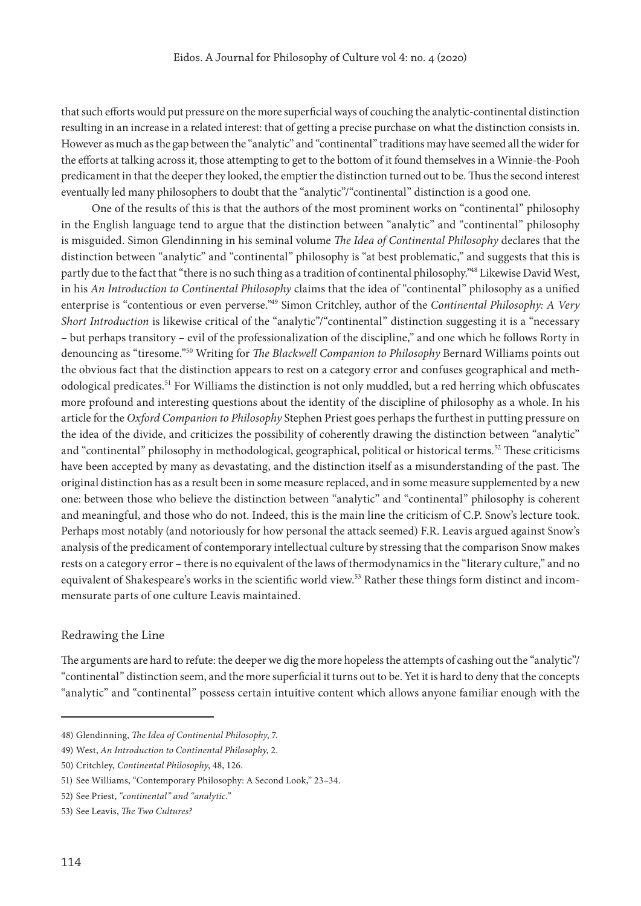that such efforts would put pressure on the more superficial ways of couching the analytic-continental distinction resulting in an increase in a related interest: that of getting a precise purchase on what the distinction consists in. However as much as the gap between the "analytic" and "continental" traditions may have seemed all the wider for the efforts at talking across it, those attempting to get to the bottom of it found themselves in a Winnie-the-Pooh predicament in that the deeper they looked, the emptier the distinction turned out to be. Thus the second interest eventually led many philosophers to doubt that the "analytic"/"continental" distinction is a good one.

One of the results of this is that the authors of the most prominent works on "continental" philosophy in the English language tend to argue that the distinction between "analytic" and "continental" philosophy is misguided. Simon Glendinning in his seminal volume *The Idea of Continental Philosophy* declares that the distinction between "analytic" and "continental" philosophy is "at best problematic," and suggests that this is partly due to the fact that "there is no such thing as a tradition of continental philosophy."[48] Likewise David West, in his *An Introduction to Continental Philosophy* claims that the idea of "continental" philosophy as a unified enterprise is "contentious or even perverse."[49] Simon Critchley, author of the *Continental Philosophy: A Very Short Introduction* is likewise critical of the "analytic"/"continental" distinction suggesting it is a "necessary – but perhaps transitory – evil of the professionalization of the discipline," and one which he follows Rorty in denouncing as "tiresome."[50] Writing for *The Blackwell Companion to Philosophy* Bernard Williams points out the obvious fact that the distinction appears to rest on a category error and confuses geographical and methodological predicates.[51] For Williams the distinction is not only muddled, but a red herring which obfuscates more profound and interesting questions about the identity of the discipline of philosophy as a whole. In his article for the *Oxford Companion to Philosophy* Stephen Priest goes perhaps the furthest in putting pressure on the idea of the divide, and criticizes the possibility of coherently drawing the distinction between "analytic" and "continental" philosophy in methodological, geographical, political or historical terms.[52] These criticisms have been accepted by many as devastating, and the distinction itself as a misunderstanding of the past. The original distinction has as a result been in some measure replaced, and in some measure supplemented by a new one: between those who believe the distinction between "analytic" and "continental" philosophy is coherent and meaningful, and those who do not. Indeed, this is the main line the criticism of C.P. Snow's lecture took. Perhaps most notably (and notoriously for how personal the attack seemed) F.R. Leavis argued against Snow's analysis of the predicament of contemporary intellectual culture by stressing that the comparison Snow makes rests on a category error – there is no equivalent of the laws of thermodynamics in the "literary culture," and no equivalent of Shakespeare's works in the scientific world view.[53] Rather these things form distinct and incommensurate parts of one culture Leavis maintained.

## Redrawing the Line

The arguments are hard to refute: the deeper we dig the more hopeless the attempts of cashing out the "analytic"/ "continental" distinction seem, and the more superficial it turns out to be. Yet it is hard to deny that the concepts "analytic" and "continental" possess certain intuitive content which allows anyone familiar enough with the

---

48) Glendinning, *The Idea of Continental Philosophy*, 7.

49) West, *An Introduction to Continental Philosophy*, 2.

50) Critchley, *Continental Philosophy*, 48, 126.

51) See Williams, "Contemporary Philosophy: A Second Look," 23–34.

52) See Priest, *"continental" and "analytic."*

53) See Leavis, *The Two Cultures?*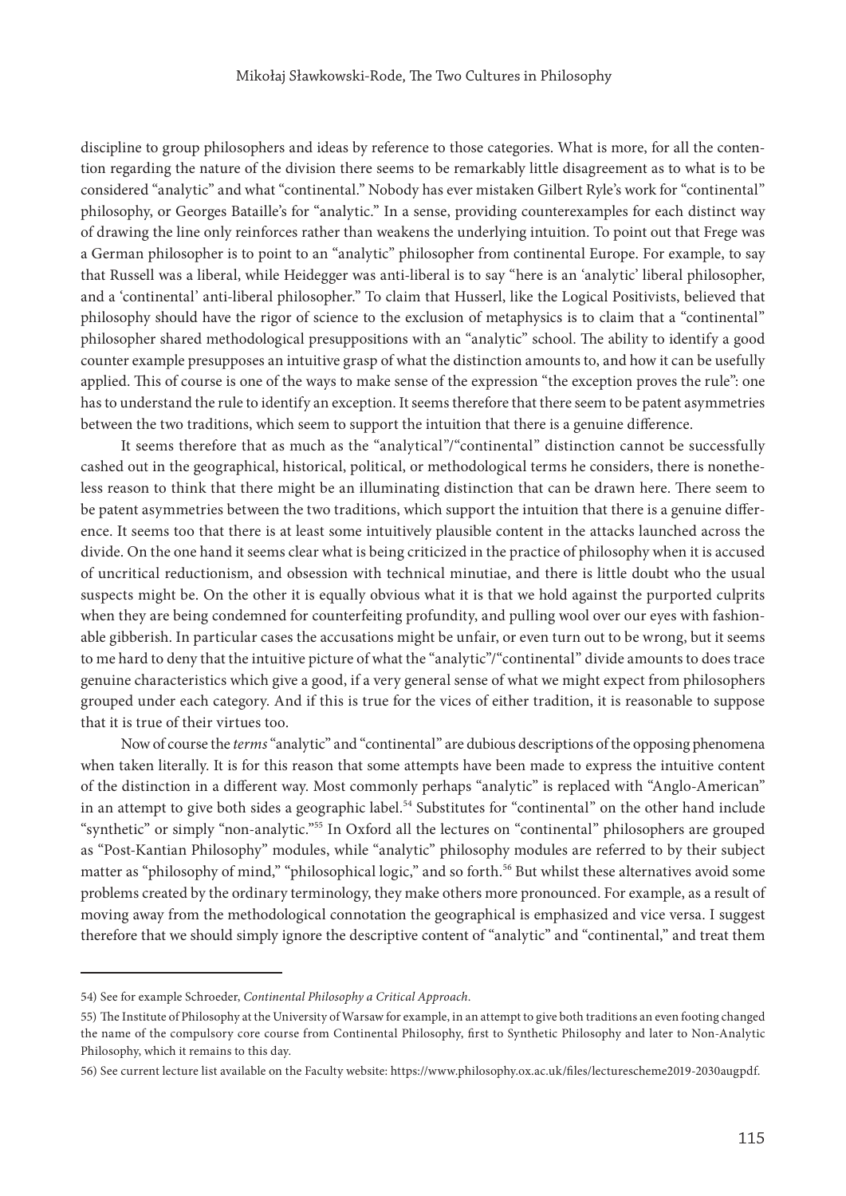discipline to group philosophers and ideas by reference to those categories. What is more, for all the contention regarding the nature of the division there seems to be remarkably little disagreement as to what is to be considered "analytic" and what "continental." Nobody has ever mistaken Gilbert Ryle's work for "continental" philosophy, or Georges Bataille's for "analytic." In a sense, providing counterexamples for each distinct way of drawing the line only reinforces rather than weakens the underlying intuition. To point out that Frege was a German philosopher is to point to an "analytic" philosopher from continental Europe. For example, to say that Russell was a liberal, while Heidegger was anti-liberal is to say "here is an 'analytic' liberal philosopher, and a 'continental' anti-liberal philosopher." To claim that Husserl, like the Logical Positivists, believed that philosophy should have the rigor of science to the exclusion of metaphysics is to claim that a "continental" philosopher shared methodological presuppositions with an "analytic" school. The ability to identify a good counter example presupposes an intuitive grasp of what the distinction amounts to, and how it can be usefully applied. This of course is one of the ways to make sense of the expression "the exception proves the rule": one has to understand the rule to identify an exception. It seems therefore that there seem to be patent asymmetries between the two traditions, which seem to support the intuition that there is a genuine difference.

It seems therefore that as much as the "analytical"/"continental" distinction cannot be successfully cashed out in the geographical, historical, political, or methodological terms he considers, there is nonetheless reason to think that there might be an illuminating distinction that can be drawn here. There seem to be patent asymmetries between the two traditions, which support the intuition that there is a genuine difference. It seems too that there is at least some intuitively plausible content in the attacks launched across the divide. On the one hand it seems clear what is being criticized in the practice of philosophy when it is accused of uncritical reductionism, and obsession with technical minutiae, and there is little doubt who the usual suspects might be. On the other it is equally obvious what it is that we hold against the purported culprits when they are being condemned for counterfeiting profundity, and pulling wool over our eyes with fashionable gibberish. In particular cases the accusations might be unfair, or even turn out to be wrong, but it seems to me hard to deny that the intuitive picture of what the "analytic"/"continental" divide amounts to does trace genuine characteristics which give a good, if a very general sense of what we might expect from philosophers grouped under each category. And if this is true for the vices of either tradition, it is reasonable to suppose that it is true of their virtues too.

Now of course the *terms* "analytic" and "continental" are dubious descriptions of the opposing phenomena when taken literally. It is for this reason that some attempts have been made to express the intuitive content of the distinction in a different way. Most commonly perhaps "analytic" is replaced with "Anglo-American" in an attempt to give both sides a geographic label.[54] Substitutes for "continental" on the other hand include "synthetic" or simply "non-analytic."[55] In Oxford all the lectures on "continental" philosophers are grouped as "Post-Kantian Philosophy" modules, while "analytic" philosophy modules are referred to by their subject matter as "philosophy of mind," "philosophical logic," and so forth.[56] But whilst these alternatives avoid some problems created by the ordinary terminology, they make others more pronounced. For example, as a result of moving away from the methodological connotation the geographical is emphasized and vice versa. I suggest therefore that we should simply ignore the descriptive content of "analytic" and "continental," and treat them

---

54) See for example Schroeder, *Continental Philosophy a Critical Approach*.

55) The Institute of Philosophy at the University of Warsaw for example, in an attempt to give both traditions an even footing changed the name of the compulsory core course from Continental Philosophy, first to Synthetic Philosophy and later to Non-Analytic Philosophy, which it remains to this day.

56) See current lecture list available on the Faculty website: https://www.philosophy.ox.ac.uk/files/lecturescheme2019-2030augpdf.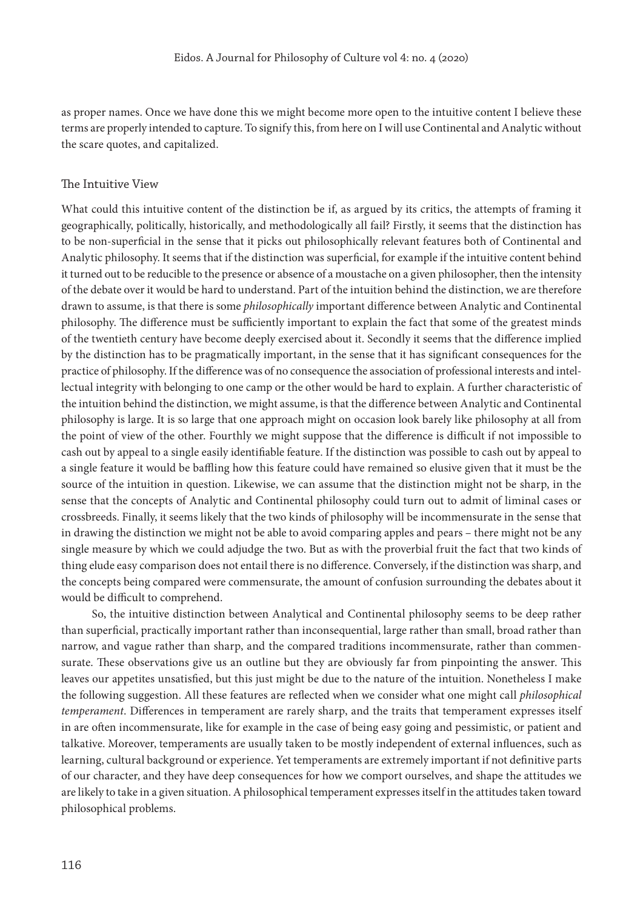as proper names. Once we have done this we might become more open to the intuitive content I believe these terms are properly intended to capture. To signify this, from here on I will use Continental and Analytic without the scare quotes, and capitalized.

## The Intuitive View

What could this intuitive content of the distinction be if, as argued by its critics, the attempts of framing it geographically, politically, historically, and methodologically all fail? Firstly, it seems that the distinction has to be non-superficial in the sense that it picks out philosophically relevant features both of Continental and Analytic philosophy. It seems that if the distinction was superficial, for example if the intuitive content behind it turned out to be reducible to the presence or absence of a moustache on a given philosopher, then the intensity of the debate over it would be hard to understand. Part of the intuition behind the distinction, we are therefore drawn to assume, is that there is some *philosophically* important difference between Analytic and Continental philosophy. The difference must be sufficiently important to explain the fact that some of the greatest minds of the twentieth century have become deeply exercised about it. Secondly it seems that the difference implied by the distinction has to be pragmatically important, in the sense that it has significant consequences for the practice of philosophy. If the difference was of no consequence the association of professional interests and intellectual integrity with belonging to one camp or the other would be hard to explain. A further characteristic of the intuition behind the distinction, we might assume, is that the difference between Analytic and Continental philosophy is large. It is so large that one approach might on occasion look barely like philosophy at all from the point of view of the other. Fourthly we might suppose that the difference is difficult if not impossible to cash out by appeal to a single easily identifiable feature. If the distinction was possible to cash out by appeal to a single feature it would be baffling how this feature could have remained so elusive given that it must be the source of the intuition in question. Likewise, we can assume that the distinction might not be sharp, in the sense that the concepts of Analytic and Continental philosophy could turn out to admit of liminal cases or crossbreeds. Finally, it seems likely that the two kinds of philosophy will be incommensurate in the sense that in drawing the distinction we might not be able to avoid comparing apples and pears – there might not be any single measure by which we could adjudge the two. But as with the proverbial fruit the fact that two kinds of thing elude easy comparison does not entail there is no difference. Conversely, if the distinction was sharp, and the concepts being compared were commensurate, the amount of confusion surrounding the debates about it would be difficult to comprehend.

So, the intuitive distinction between Analytical and Continental philosophy seems to be deep rather than superficial, practically important rather than inconsequential, large rather than small, broad rather than narrow, and vague rather than sharp, and the compared traditions incommensurate, rather than commensurate. These observations give us an outline but they are obviously far from pinpointing the answer. This leaves our appetites unsatisfied, but this just might be due to the nature of the intuition. Nonetheless I make the following suggestion. All these features are reflected when we consider what one might call *philosophical temperament*. Differences in temperament are rarely sharp, and the traits that temperament expresses itself in are often incommensurate, like for example in the case of being easy going and pessimistic, or patient and talkative. Moreover, temperaments are usually taken to be mostly independent of external influences, such as learning, cultural background or experience. Yet temperaments are extremely important if not definitive parts of our character, and they have deep consequences for how we comport ourselves, and shape the attitudes we are likely to take in a given situation. A philosophical temperament expresses itself in the attitudes taken toward philosophical problems.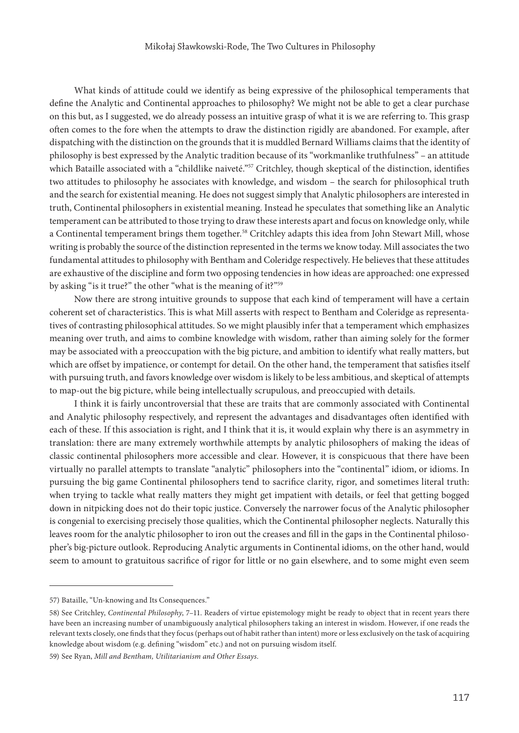What kinds of attitude could we identify as being expressive of the philosophical temperaments that define the Analytic and Continental approaches to philosophy? We might not be able to get a clear purchase on this but, as I suggested, we do already possess an intuitive grasp of what it is we are referring to. This grasp often comes to the fore when the attempts to draw the distinction rigidly are abandoned. For example, after dispatching with the distinction on the grounds that it is muddled Bernard Williams claims that the identity of philosophy is best expressed by the Analytic tradition because of its "workmanlike truthfulness" – an attitude which Bataille associated with a "childlike naiveté."[57] Critchley, though skeptical of the distinction, identifies two attitudes to philosophy he associates with knowledge, and wisdom – the search for philosophical truth and the search for existential meaning. He does not suggest simply that Analytic philosophers are interested in truth, Continental philosophers in existential meaning. Instead he speculates that something like an Analytic temperament can be attributed to those trying to draw these interests apart and focus on knowledge only, while a Continental temperament brings them together.[58] Critchley adapts this idea from John Stewart Mill, whose writing is probably the source of the distinction represented in the terms we know today. Mill associates the two fundamental attitudes to philosophy with Bentham and Coleridge respectively. He believes that these attitudes are exhaustive of the discipline and form two opposing tendencies in how ideas are approached: one expressed by asking "is it true?" the other "what is the meaning of it?"[59]

Now there are strong intuitive grounds to suppose that each kind of temperament will have a certain coherent set of characteristics. This is what Mill asserts with respect to Bentham and Coleridge as representatives of contrasting philosophical attitudes. So we might plausibly infer that a temperament which emphasizes meaning over truth, and aims to combine knowledge with wisdom, rather than aiming solely for the former may be associated with a preoccupation with the big picture, and ambition to identify what really matters, but which are offset by impatience, or contempt for detail. On the other hand, the temperament that satisfies itself with pursuing truth, and favors knowledge over wisdom is likely to be less ambitious, and skeptical of attempts to map-out the big picture, while being intellectually scrupulous, and preoccupied with details.

I think it is fairly uncontroversial that these are traits that are commonly associated with Continental and Analytic philosophy respectively, and represent the advantages and disadvantages often identified with each of these. If this association is right, and I think that it is, it would explain why there is an asymmetry in translation: there are many extremely worthwhile attempts by analytic philosophers of making the ideas of classic continental philosophers more accessible and clear. However, it is conspicuous that there have been virtually no parallel attempts to translate "analytic" philosophers into the "continental" idiom, or idioms. In pursuing the big game Continental philosophers tend to sacrifice clarity, rigor, and sometimes literal truth: when trying to tackle what really matters they might get impatient with details, or feel that getting bogged down in nitpicking does not do their topic justice. Conversely the narrower focus of the Analytic philosopher is congenial to exercising precisely those qualities, which the Continental philosopher neglects. Naturally this leaves room for the analytic philosopher to iron out the creases and fill in the gaps in the Continental philosopher's big-picture outlook. Reproducing Analytic arguments in Continental idioms, on the other hand, would seem to amount to gratuitous sacrifice of rigor for little or no gain elsewhere, and to some might even seem

---

57) Bataille, "Un-knowing and Its Consequences."

58) See Critchley, *Continental Philosophy*, 7–11. Readers of virtue epistemology might be ready to object that in recent years there have been an increasing number of unambiguously analytical philosophers taking an interest in wisdom. However, if one reads the relevant texts closely, one finds that they focus (perhaps out of habit rather than intent) more or less exclusively on the task of acquiring knowledge about wisdom (e.g. defining "wisdom" etc.) and not on pursuing wisdom itself.

59) See Ryan, *Mill and Bentham, Utilitarianism and Other Essays*.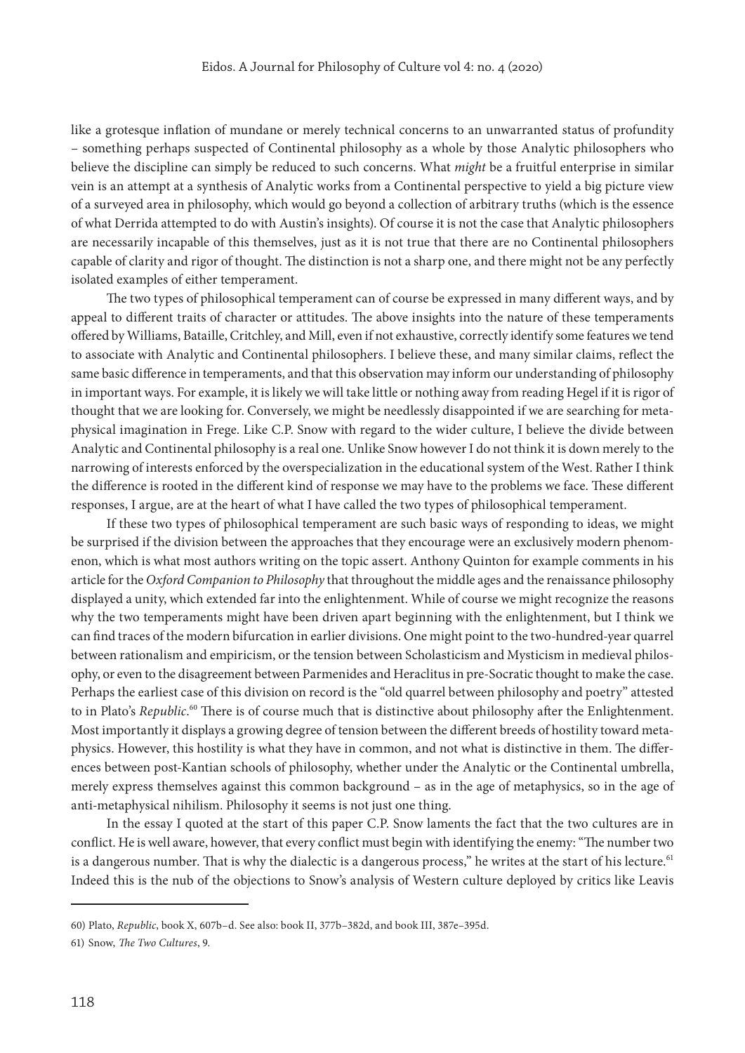like a grotesque inflation of mundane or merely technical concerns to an unwarranted status of profundity – something perhaps suspected of Continental philosophy as a whole by those Analytic philosophers who believe the discipline can simply be reduced to such concerns. What *might* be a fruitful enterprise in similar vein is an attempt at a synthesis of Analytic works from a Continental perspective to yield a big picture view of a surveyed area in philosophy, which would go beyond a collection of arbitrary truths (which is the essence of what Derrida attempted to do with Austin's insights). Of course it is not the case that Analytic philosophers are necessarily incapable of this themselves, just as it is not true that there are no Continental philosophers capable of clarity and rigor of thought. The distinction is not a sharp one, and there might not be any perfectly isolated examples of either temperament.

The two types of philosophical temperament can of course be expressed in many different ways, and by appeal to different traits of character or attitudes. The above insights into the nature of these temperaments offered by Williams, Bataille, Critchley, and Mill, even if not exhaustive, correctly identify some features we tend to associate with Analytic and Continental philosophers. I believe these, and many similar claims, reflect the same basic difference in temperaments, and that this observation may inform our understanding of philosophy in important ways. For example, it is likely we will take little or nothing away from reading Hegel if it is rigor of thought that we are looking for. Conversely, we might be needlessly disappointed if we are searching for metaphysical imagination in Frege. Like C.P. Snow with regard to the wider culture, I believe the divide between Analytic and Continental philosophy is a real one. Unlike Snow however I do not think it is down merely to the narrowing of interests enforced by the overspecialization in the educational system of the West. Rather I think the difference is rooted in the different kind of response we may have to the problems we face. These different responses, I argue, are at the heart of what I have called the two types of philosophical temperament.

If these two types of philosophical temperament are such basic ways of responding to ideas, we might be surprised if the division between the approaches that they encourage were an exclusively modern phenomenon, which is what most authors writing on the topic assert. Anthony Quinton for example comments in his article for the *Oxford Companion to Philosophy* that throughout the middle ages and the renaissance philosophy displayed a unity, which extended far into the enlightenment. While of course we might recognize the reasons why the two temperaments might have been driven apart beginning with the enlightenment, but I think we can find traces of the modern bifurcation in earlier divisions. One might point to the two-hundred-year quarrel between rationalism and empiricism, or the tension between Scholasticism and Mysticism in medieval philosophy, or even to the disagreement between Parmenides and Heraclitus in pre-Socratic thought to make the case. Perhaps the earliest case of this division on record is the "old quarrel between philosophy and poetry" attested to in Plato's *Republic*.[60] There is of course much that is distinctive about philosophy after the Enlightenment. Most importantly it displays a growing degree of tension between the different breeds of hostility toward metaphysics. However, this hostility is what they have in common, and not what is distinctive in them. The differences between post-Kantian schools of philosophy, whether under the Analytic or the Continental umbrella, merely express themselves against this common background – as in the age of metaphysics, so in the age of anti-metaphysical nihilism. Philosophy it seems is not just one thing.

In the essay I quoted at the start of this paper C.P. Snow laments the fact that the two cultures are in conflict. He is well aware, however, that every conflict must begin with identifying the enemy: "The number two is a dangerous number. That is why the dialectic is a dangerous process," he writes at the start of his lecture.[61] Indeed this is the nub of the objections to Snow's analysis of Western culture deployed by critics like Leavis

---

60) Plato, *Republic*, book X, 607b–d. See also: book II, 377b–382d, and book III, 387e–395d.

61) Snow, *The Two Cultures*, 9.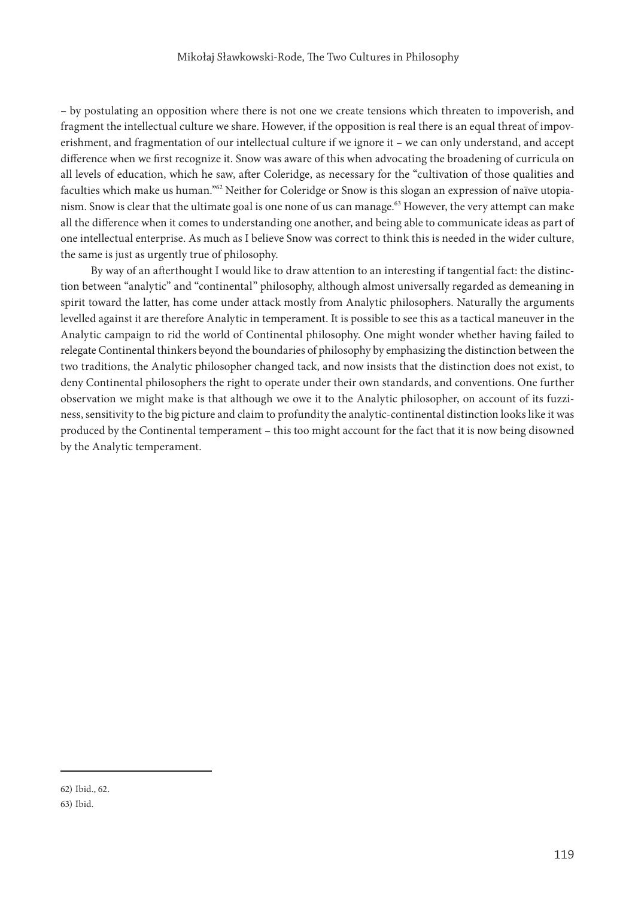– by postulating an opposition where there is not one we create tensions which threaten to impoverish, and fragment the intellectual culture we share. However, if the opposition is real there is an equal threat of impoverishment, and fragmentation of our intellectual culture if we ignore it – we can only understand, and accept difference when we first recognize it. Snow was aware of this when advocating the broadening of curricula on all levels of education, which he saw, after Coleridge, as necessary for the "cultivation of those qualities and faculties which make us human."[62] Neither for Coleridge or Snow is this slogan an expression of naïve utopianism. Snow is clear that the ultimate goal is one none of us can manage.[63] However, the very attempt can make all the difference when it comes to understanding one another, and being able to communicate ideas as part of one intellectual enterprise. As much as I believe Snow was correct to think this is needed in the wider culture, the same is just as urgently true of philosophy.

By way of an afterthought I would like to draw attention to an interesting if tangential fact: the distinction between "analytic" and "continental" philosophy, although almost universally regarded as demeaning in spirit toward the latter, has come under attack mostly from Analytic philosophers. Naturally the arguments levelled against it are therefore Analytic in temperament. It is possible to see this as a tactical maneuver in the Analytic campaign to rid the world of Continental philosophy. One might wonder whether having failed to relegate Continental thinkers beyond the boundaries of philosophy by emphasizing the distinction between the two traditions, the Analytic philosopher changed tack, and now insists that the distinction does not exist, to deny Continental philosophers the right to operate under their own standards, and conventions. One further observation we might make is that although we owe it to the Analytic philosopher, on account of its fuzziness, sensitivity to the big picture and claim to profundity the analytic-continental distinction looks like it was produced by the Continental temperament – this too might account for the fact that it is now being disowned by the Analytic temperament.

---

62) Ibid., 62.

63) Ibid.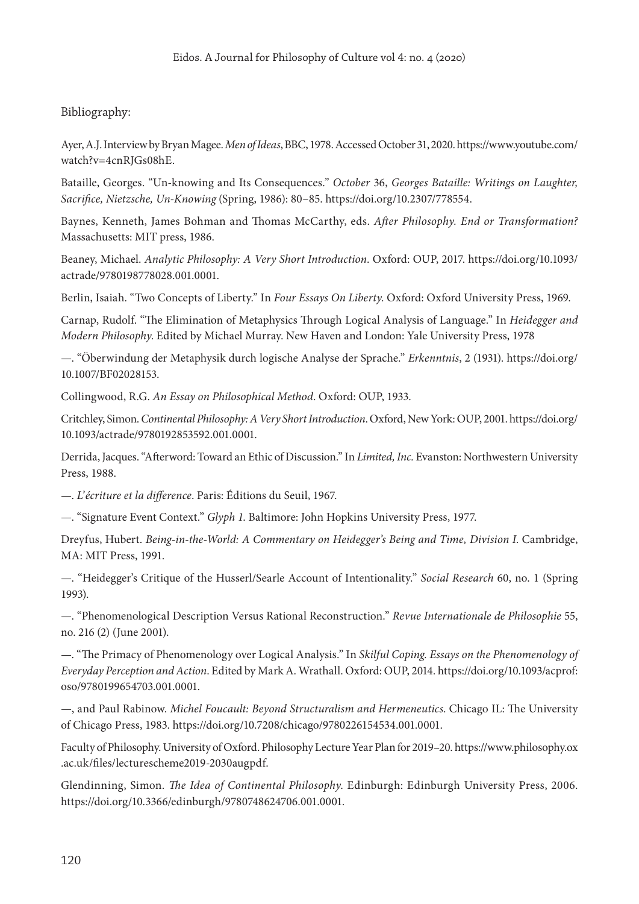Bibliography:

Ayer, A.J. Interview by Bryan Magee. *Men of Ideas*, BBC, 1978. Accessed October 31, 2020. https://www.youtube.com/watch?v=4cnRJGs08hE.

Bataille, Georges. "Un-knowing and Its Consequences." *October* 36, *Georges Bataille: Writings on Laughter, Sacrifice, Nietzsche, Un-Knowing* (Spring, 1986): 80–85. https://doi.org/10.2307/778554.

Baynes, Kenneth, James Bohman and Thomas McCarthy, eds. *After Philosophy. End or Transformation?* Massachusetts: MIT press, 1986.

Beaney, Michael. *Analytic Philosophy: A Very Short Introduction*. Oxford: OUP, 2017. https://doi.org/10.1093/actrade/9780198778028.001.0001.

Berlin, Isaiah. "Two Concepts of Liberty." In *Four Essays On Liberty*. Oxford: Oxford University Press, 1969.

Carnap, Rudolf. "The Elimination of Metaphysics Through Logical Analysis of Language." In *Heidegger and Modern Philosophy*. Edited by Michael Murray. New Haven and London: Yale University Press, 1978

—. "Öberwindung der Metaphysik durch logische Analyse der Sprache." *Erkenntnis*, 2 (1931). https://doi.org/10.1007/BF02028153.

Collingwood, R.G. *An Essay on Philosophical Method*. Oxford: OUP, 1933.

Critchley, Simon. *Continental Philosophy: A Very Short Introduction*. Oxford, New York: OUP, 2001. https://doi.org/10.1093/actrade/9780192853592.001.0001.

Derrida, Jacques. "Afterword: Toward an Ethic of Discussion." In *Limited, Inc.* Evanston: Northwestern University Press, 1988.

—. *L'écriture et la difference*. Paris: Éditions du Seuil, 1967.

—. "Signature Event Context." *Glyph 1*. Baltimore: John Hopkins University Press, 1977.

Dreyfus, Hubert. *Being-in-the-World: A Commentary on Heidegger's Being and Time, Division I*. Cambridge, MA: MIT Press, 1991.

—. "Heidegger's Critique of the Husserl/Searle Account of Intentionality." *Social Research* 60, no. 1 (Spring 1993).

—. "Phenomenological Description Versus Rational Reconstruction." *Revue Internationale de Philosophie* 55, no. 216 (2) (June 2001).

—. "The Primacy of Phenomenology over Logical Analysis." In *Skilful Coping. Essays on the Phenomenology of Everyday Perception and Action*. Edited by Mark A. Wrathall. Oxford: OUP, 2014. https://doi.org/10.1093/acprof:oso/9780199654703.001.0001.

—, and Paul Rabinow. *Michel Foucault: Beyond Structuralism and Hermeneutics*. Chicago IL: The University of Chicago Press, 1983. https://doi.org/10.7208/chicago/9780226154534.001.0001.

Faculty of Philosophy. University of Oxford. Philosophy Lecture Year Plan for 2019–20. https://www.philosophy.ox.ac.uk/files/lecturescheme2019-2030augpdf.

Glendinning, Simon. *The Idea of Continental Philosophy*. Edinburgh: Edinburgh University Press, 2006. https://doi.org/10.3366/edinburgh/9780748624706.001.0001.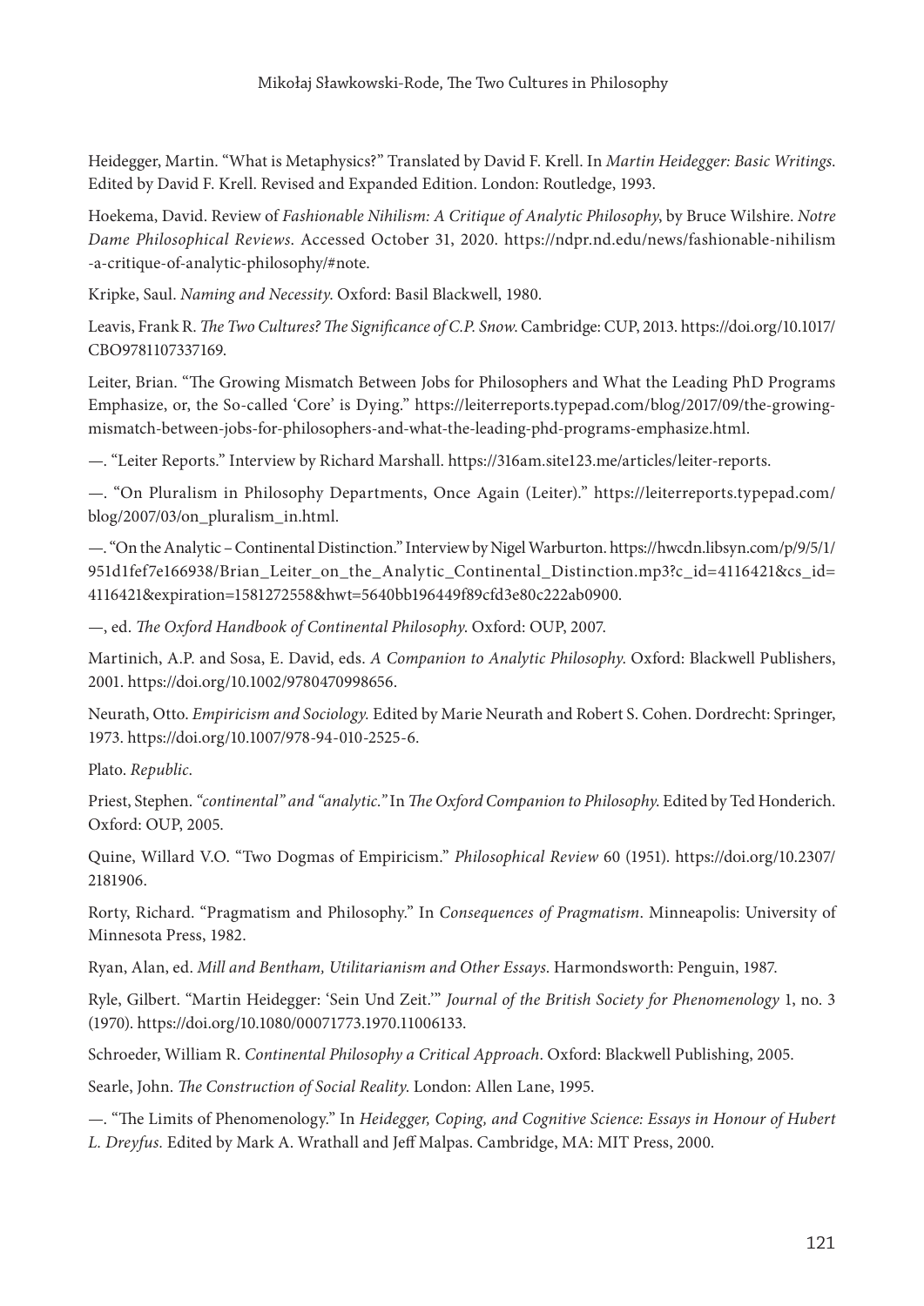Heidegger, Martin. "What is Metaphysics?" Translated by David F. Krell. In *Martin Heidegger: Basic Writings*. Edited by David F. Krell. Revised and Expanded Edition. London: Routledge, 1993.

Hoekema, David. Review of *Fashionable Nihilism: A Critique of Analytic Philosophy*, by Bruce Wilshire. *Notre Dame Philosophical Reviews*. Accessed October 31, 2020. https://ndpr.nd.edu/news/fashionable-nihilism-a-critique-of-analytic-philosophy/#note.

Kripke, Saul. *Naming and Necessity*. Oxford: Basil Blackwell, 1980.

Leavis, Frank R. *The Two Cultures? The Significance of C.P. Snow*. Cambridge: CUP, 2013. https://doi.org/10.1017/CBO9781107337169.

Leiter, Brian. "The Growing Mismatch Between Jobs for Philosophers and What the Leading PhD Programs Emphasize, or, the So-called 'Core' is Dying." https://leiterreports.typepad.com/blog/2017/09/the-growing-mismatch-between-jobs-for-philosophers-and-what-the-leading-phd-programs-emphasize.html.

—. "Leiter Reports." Interview by Richard Marshall. https://316am.site123.me/articles/leiter-reports.

—. "On Pluralism in Philosophy Departments, Once Again (Leiter)." https://leiterreports.typepad.com/blog/2007/03/on_pluralism_in.html.

—. "On the Analytic – Continental Distinction." Interview by Nigel Warburton. https://hwcdn.libsyn.com/p/9/5/1/951d1fef7e166938/Brian_Leiter_on_the_Analytic_Continental_Distinction.mp3?c_id=4116421&cs_id=4116421&expiration=1581272558&hwt=5640bb196449f89cfd3e80c222ab0900.

—, ed. *The Oxford Handbook of Continental Philosophy*. Oxford: OUP, 2007.

Martinich, A.P. and Sosa, E. David, eds. *A Companion to Analytic Philosophy*. Oxford: Blackwell Publishers, 2001. https://doi.org/10.1002/9780470998656.

Neurath, Otto. *Empiricism and Sociology.* Edited by Marie Neurath and Robert S. Cohen. Dordrecht: Springer, 1973. https://doi.org/10.1007/978-94-010-2525-6.

Plato. *Republic*.

Priest, Stephen. *"continental" and "analytic."* In *The Oxford Companion to Philosophy*. Edited by Ted Honderich. Oxford: OUP, 2005.

Quine, Willard V.O. "Two Dogmas of Empiricism." *Philosophical Review* 60 (1951). https://doi.org/10.2307/2181906.

Rorty, Richard. "Pragmatism and Philosophy." In *Consequences of Pragmatism*. Minneapolis: University of Minnesota Press, 1982.

Ryan, Alan, ed. *Mill and Bentham, Utilitarianism and Other Essays*. Harmondsworth: Penguin, 1987.

Ryle, Gilbert. "Martin Heidegger: 'Sein Und Zeit.'" *Journal of the British Society for Phenomenology* 1, no. 3 (1970). https://doi.org/10.1080/00071773.1970.11006133.

Schroeder, William R. *Continental Philosophy a Critical Approach*. Oxford: Blackwell Publishing, 2005.

Searle, John. *The Construction of Social Reality*. London: Allen Lane, 1995.

—. "The Limits of Phenomenology." In *Heidegger, Coping, and Cognitive Science: Essays in Honour of Hubert L. Dreyfus*. Edited by Mark A. Wrathall and Jeff Malpas. Cambridge, MA: MIT Press, 2000.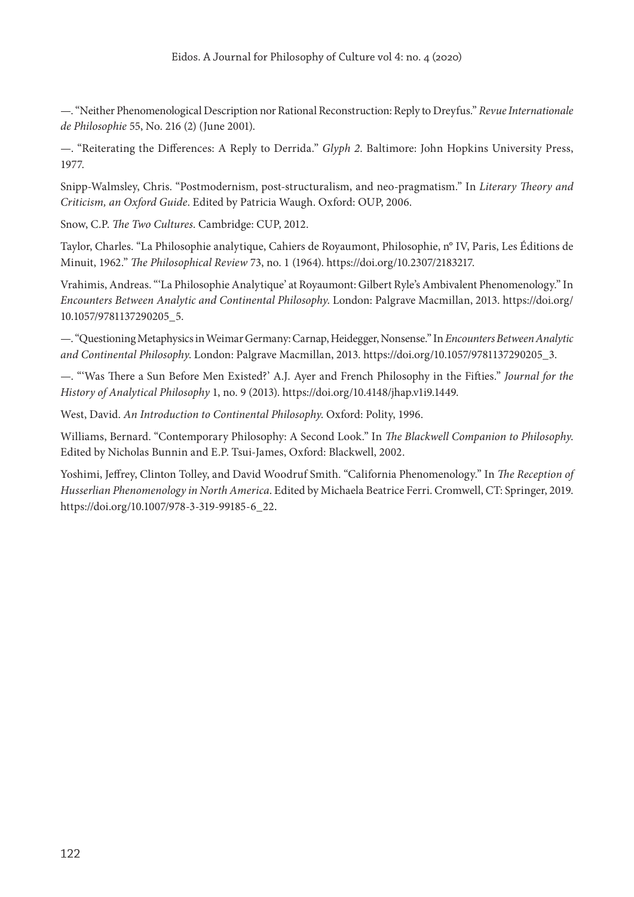—. "Neither Phenomenological Description nor Rational Reconstruction: Reply to Dreyfus." *Revue Internationale de Philosophie* 55, No. 216 (2) (June 2001).

—. "Reiterating the Differences: A Reply to Derrida." *Glyph 2*. Baltimore: John Hopkins University Press, 1977.

Snipp-Walmsley, Chris. "Postmodernism, post-structuralism, and neo-pragmatism." In *Literary Theory and Criticism, an Oxford Guide*. Edited by Patricia Waugh. Oxford: OUP, 2006.

Snow, C.P. *The Two Cultures*. Cambridge: CUP, 2012.

Taylor, Charles. "La Philosophie analytique, Cahiers de Royaumont, Philosophie, n° IV, Paris, Les Éditions de Minuit, 1962." *The Philosophical Review* 73, no. 1 (1964). https://doi.org/10.2307/2183217.

Vrahimis, Andreas. "'La Philosophie Analytique' at Royaumont: Gilbert Ryle's Ambivalent Phenomenology." In *Encounters Between Analytic and Continental Philosophy*. London: Palgrave Macmillan, 2013. https://doi.org/10.1057/9781137290205_5.

—. "Questioning Metaphysics in Weimar Germany: Carnap, Heidegger, Nonsense." In *Encounters Between Analytic and Continental Philosophy*. London: Palgrave Macmillan, 2013. https://doi.org/10.1057/9781137290205_3.

—. "'Was There a Sun Before Men Existed?' A.J. Ayer and French Philosophy in the Fifties." *Journal for the History of Analytical Philosophy* 1, no. 9 (2013). https://doi.org/10.4148/jhap.v1i9.1449.

West, David. *An Introduction to Continental Philosophy*. Oxford: Polity, 1996.

Williams, Bernard. "Contemporary Philosophy: A Second Look." In *The Blackwell Companion to Philosophy*. Edited by Nicholas Bunnin and E.P. Tsui-James, Oxford: Blackwell, 2002.

Yoshimi, Jeffrey, Clinton Tolley, and David Woodruf Smith. "California Phenomenology." In *The Reception of Husserlian Phenomenology in North America*. Edited by Michaela Beatrice Ferri. Cromwell, CT: Springer, 2019. https://doi.org/10.1007/978-3-319-99185-6_22.